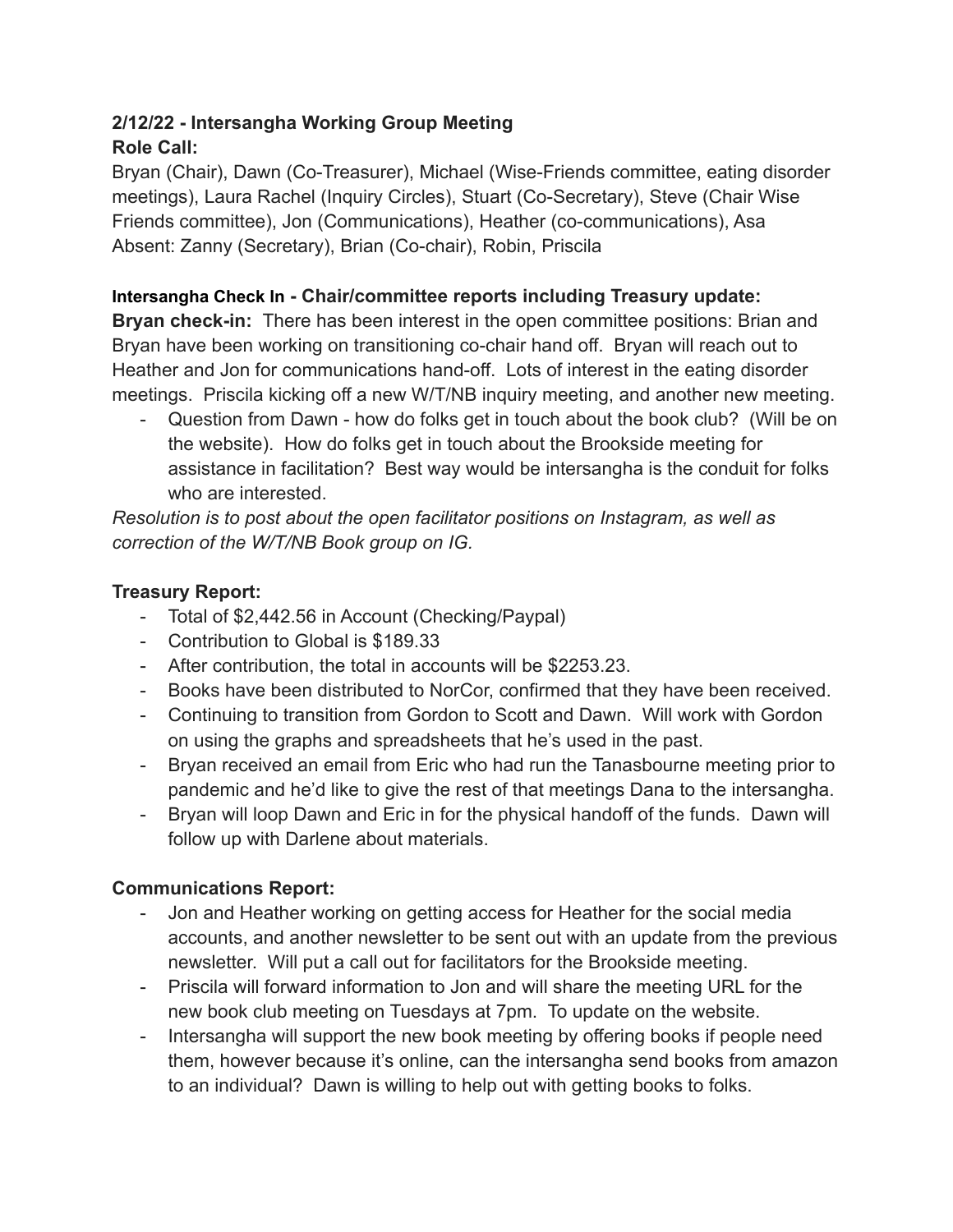**2/12/22 - Intersangha Working Group Meeting**
**Role Call:**
Bryan (Chair), Dawn (Co-Treasurer), Michael (Wise-Friends committee, eating disorder meetings), Laura Rachel (Inquiry Circles), Stuart (Co-Secretary), Steve (Chair Wise Friends committee), Jon (Communications), Heather (co-communications), Asa
Absent: Zanny (Secretary), Brian (Co-chair), Robin, Priscila

**Intersangha Check In - Chair/committee reports including Treasury update:**
**Bryan check-in:** There has been interest in the open committee positions: Brian and Bryan have been working on transitioning co-chair hand off. Bryan will reach out to Heather and Jon for communications hand-off. Lots of interest in the eating disorder meetings. Priscila kicking off a new W/T/NB inquiry meeting, and another new meeting.

- Question from Dawn - how do folks get in touch about the book club? (Will be on the website). How do folks get in touch about the Brookside meeting for assistance in facilitation? Best way would be intersangha is the conduit for folks who are interested.

*Resolution is to post about the open facilitator positions on Instagram, as well as correction of the W/T/NB Book group on IG.*

**Treasury Report:**

- Total of $2,442.56 in Account (Checking/Paypal)
- Contribution to Global is $189.33
- After contribution, the total in accounts will be $2253.23.
- Books have been distributed to NorCor, confirmed that they have been received.
- Continuing to transition from Gordon to Scott and Dawn. Will work with Gordon on using the graphs and spreadsheets that he's used in the past.
- Bryan received an email from Eric who had run the Tanasbourne meeting prior to pandemic and he'd like to give the rest of that meetings Dana to the intersangha.
- Bryan will loop Dawn and Eric in for the physical handoff of the funds. Dawn will follow up with Darlene about materials.

**Communications Report:**

- Jon and Heather working on getting access for Heather for the social media accounts, and another newsletter to be sent out with an update from the previous newsletter. Will put a call out for facilitators for the Brookside meeting.
- Priscila will forward information to Jon and will share the meeting URL for the new book club meeting on Tuesdays at 7pm. To update on the website.
- Intersangha will support the new book meeting by offering books if people need them, however because it's online, can the intersangha send books from amazon to an individual? Dawn is willing to help out with getting books to folks.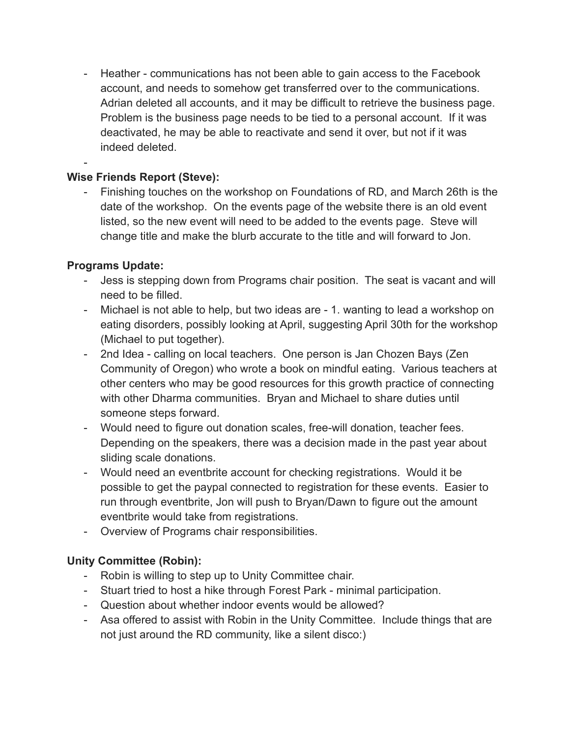- Heather - communications has not been able to gain access to the Facebook account, and needs to somehow get transferred over to the communications. Adrian deleted all accounts, and it may be difficult to retrieve the business page. Problem is the business page needs to be tied to a personal account. If it was deactivated, he may be able to reactivate and send it over, but not if it was indeed deleted.
-

**Wise Friends Report (Steve):**

- Finishing touches on the workshop on Foundations of RD, and March 26th is the date of the workshop. On the events page of the website there is an old event listed, so the new event will need to be added to the events page. Steve will change title and make the blurb accurate to the title and will forward to Jon.

**Programs Update:**

- Jess is stepping down from Programs chair position. The seat is vacant and will need to be filled.
- Michael is not able to help, but two ideas are - 1. wanting to lead a workshop on eating disorders, possibly looking at April, suggesting April 30th for the workshop (Michael to put together).
- 2nd Idea - calling on local teachers. One person is Jan Chozen Bays (Zen Community of Oregon) who wrote a book on mindful eating. Various teachers at other centers who may be good resources for this growth practice of connecting with other Dharma communities. Bryan and Michael to share duties until someone steps forward.
- Would need to figure out donation scales, free-will donation, teacher fees. Depending on the speakers, there was a decision made in the past year about sliding scale donations.
- Would need an eventbrite account for checking registrations. Would it be possible to get the paypal connected to registration for these events. Easier to run through eventbrite, Jon will push to Bryan/Dawn to figure out the amount eventbrite would take from registrations.
- Overview of Programs chair responsibilities.

**Unity Committee (Robin):**

- Robin is willing to step up to Unity Committee chair.
- Stuart tried to host a hike through Forest Park - minimal participation.
- Question about whether indoor events would be allowed?
- Asa offered to assist with Robin in the Unity Committee. Include things that are not just around the RD community, like a silent disco:)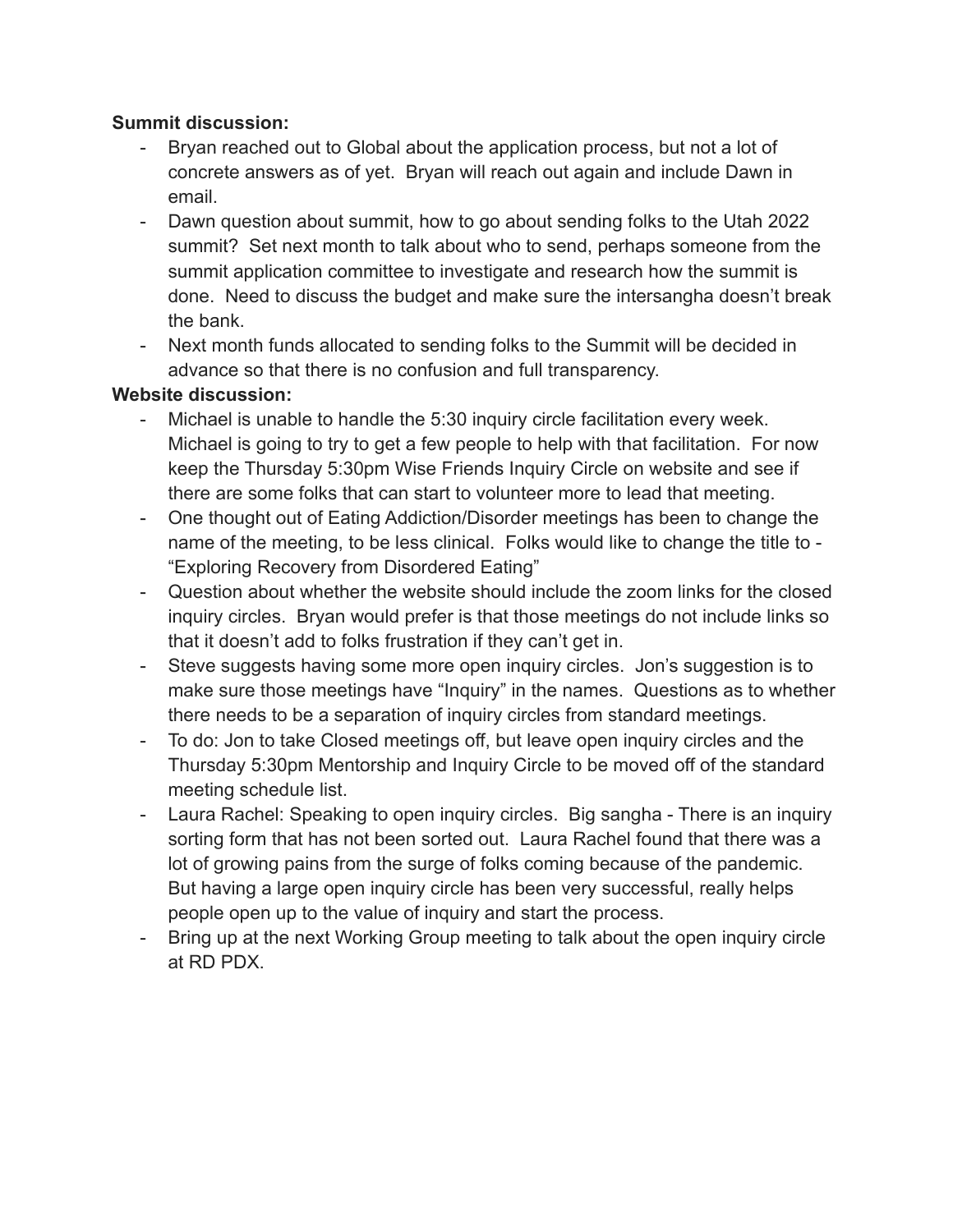**Summit discussion:**

- Bryan reached out to Global about the application process, but not a lot of concrete answers as of yet. Bryan will reach out again and include Dawn in email.
- Dawn question about summit, how to go about sending folks to the Utah 2022 summit? Set next month to talk about who to send, perhaps someone from the summit application committee to investigate and research how the summit is done. Need to discuss the budget and make sure the intersangha doesn't break the bank.
- Next month funds allocated to sending folks to the Summit will be decided in advance so that there is no confusion and full transparency.

**Website discussion:**

- Michael is unable to handle the 5:30 inquiry circle facilitation every week. Michael is going to try to get a few people to help with that facilitation. For now keep the Thursday 5:30pm Wise Friends Inquiry Circle on website and see if there are some folks that can start to volunteer more to lead that meeting.
- One thought out of Eating Addiction/Disorder meetings has been to change the name of the meeting, to be less clinical. Folks would like to change the title to - "Exploring Recovery from Disordered Eating"
- Question about whether the website should include the zoom links for the closed inquiry circles. Bryan would prefer is that those meetings do not include links so that it doesn't add to folks frustration if they can't get in.
- Steve suggests having some more open inquiry circles. Jon's suggestion is to make sure those meetings have "Inquiry" in the names. Questions as to whether there needs to be a separation of inquiry circles from standard meetings.
- To do: Jon to take Closed meetings off, but leave open inquiry circles and the Thursday 5:30pm Mentorship and Inquiry Circle to be moved off of the standard meeting schedule list.
- Laura Rachel: Speaking to open inquiry circles. Big sangha - There is an inquiry sorting form that has not been sorted out. Laura Rachel found that there was a lot of growing pains from the surge of folks coming because of the pandemic. But having a large open inquiry circle has been very successful, really helps people open up to the value of inquiry and start the process.
- Bring up at the next Working Group meeting to talk about the open inquiry circle at RD PDX.